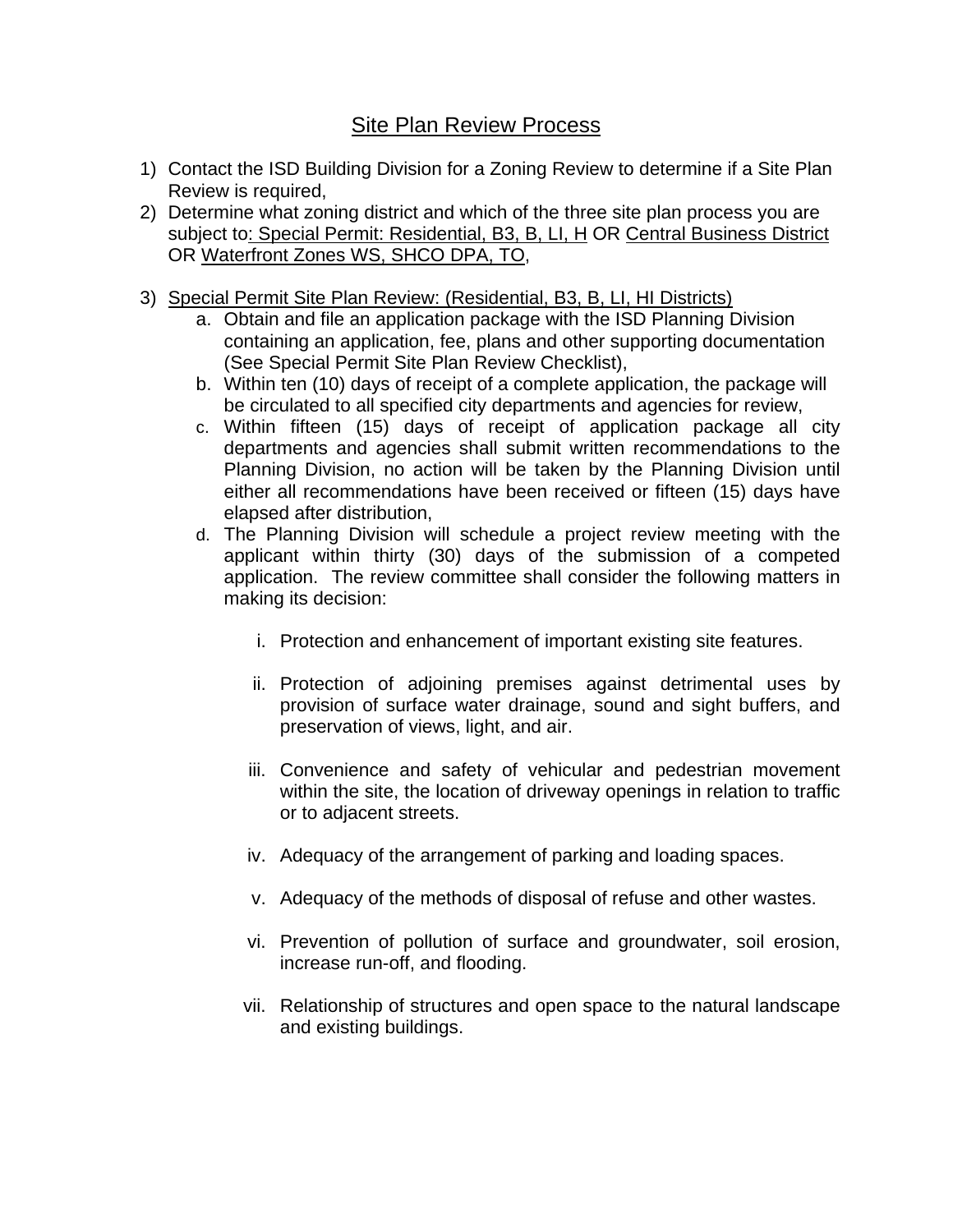# Site Plan Review Process

1) Contact the ISD Building Division for a Zoning Review to determine if a Site Plan Review is required,
2) Determine what zoning district and which of the three site plan process you are subject to: Special Permit: Residential, B3, B, LI, H OR Central Business District OR Waterfront Zones WS, SHCO DPA, TO,
3) Special Permit Site Plan Review: (Residential, B3, B, LI, HI Districts)
   a. Obtain and file an application package with the ISD Planning Division containing an application, fee, plans and other supporting documentation (See Special Permit Site Plan Review Checklist),
   b. Within ten (10) days of receipt of a complete application, the package will be circulated to all specified city departments and agencies for review,
   c. Within fifteen (15) days of receipt of application package all city departments and agencies shall submit written recommendations to the Planning Division, no action will be taken by the Planning Division until either all recommendations have been received or fifteen (15) days have elapsed after distribution,
   d. The Planning Division will schedule a project review meeting with the applicant within thirty (30) days of the submission of a competed application. The review committee shall consider the following matters in making its decision:
      i. Protection and enhancement of important existing site features.
      ii. Protection of adjoining premises against detrimental uses by provision of surface water drainage, sound and sight buffers, and preservation of views, light, and air.
      iii. Convenience and safety of vehicular and pedestrian movement within the site, the location of driveway openings in relation to traffic or to adjacent streets.
      iv. Adequacy of the arrangement of parking and loading spaces.
      v. Adequacy of the methods of disposal of refuse and other wastes.
      vi. Prevention of pollution of surface and groundwater, soil erosion, increase run-off, and flooding.
      vii. Relationship of structures and open space to the natural landscape and existing buildings.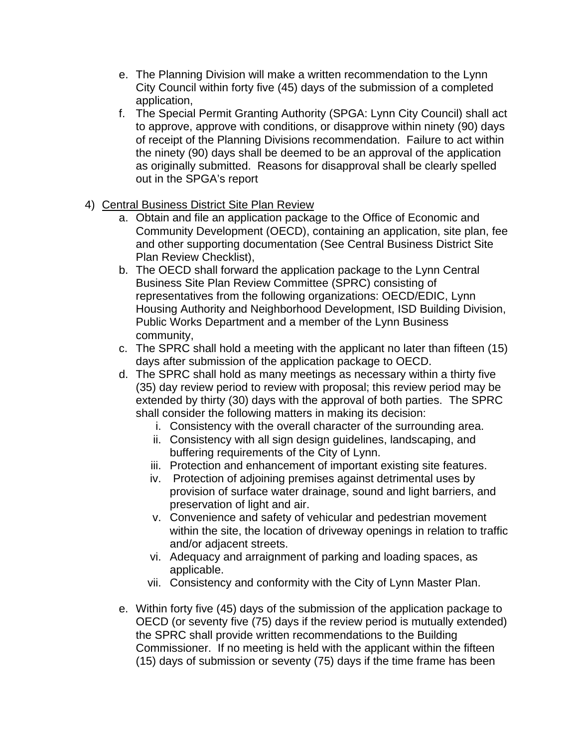e. The Planning Division will make a written recommendation to the Lynn City Council within forty five (45) days of the submission of a completed application,
f. The Special Permit Granting Authority (SPGA: Lynn City Council) shall act to approve, approve with conditions, or disapprove within ninety (90) days of receipt of the Planning Divisions recommendation. Failure to act within the ninety (90) days shall be deemed to be an approval of the application as originally submitted. Reasons for disapproval shall be clearly spelled out in the SPGA's report

4) <u>Central Business District Site Plan Review</u>
   a. Obtain and file an application package to the Office of Economic and Community Development (OECD), containing an application, site plan, fee and other supporting documentation (See Central Business District Site Plan Review Checklist),
   b. The OECD shall forward the application package to the Lynn Central Business Site Plan Review Committee (SPRC) consisting of representatives from the following organizations: OECD/EDIC, Lynn Housing Authority and Neighborhood Development, ISD Building Division, Public Works Department and a member of the Lynn Business community,
   c. The SPRC shall hold a meeting with the applicant no later than fifteen (15) days after submission of the application package to OECD.
   d. The SPRC shall hold as many meetings as necessary within a thirty five (35) day review period to review with proposal; this review period may be extended by thirty (30) days with the approval of both parties. The SPRC shall consider the following matters in making its decision:
      i. Consistency with the overall character of the surrounding area.
      ii. Consistency with all sign design guidelines, landscaping, and buffering requirements of the City of Lynn.
      iii. Protection and enhancement of important existing site features.
      iv. Protection of adjoining premises against detrimental uses by provision of surface water drainage, sound and light barriers, and preservation of light and air.
      v. Convenience and safety of vehicular and pedestrian movement within the site, the location of driveway openings in relation to traffic and/or adjacent streets.
      vi. Adequacy and arraignment of parking and loading spaces, as applicable.
      vii. Consistency and conformity with the City of Lynn Master Plan.

   e. Within forty five (45) days of the submission of the application package to OECD (or seventy five (75) days if the review period is mutually extended) the SPRC shall provide written recommendations to the Building Commissioner. If no meeting is held with the applicant within the fifteen (15) days of submission or seventy (75) days if the time frame has been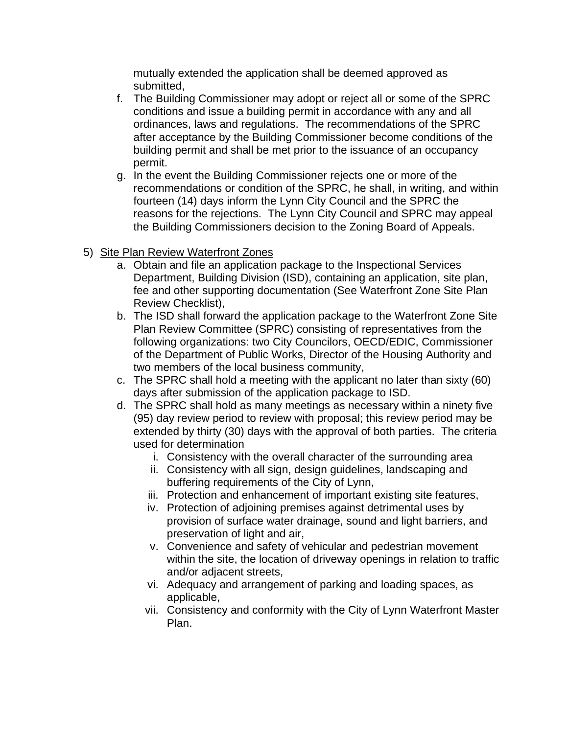mutually extended the application shall be deemed approved as submitted,

f. The Building Commissioner may adopt or reject all or some of the SPRC conditions and issue a building permit in accordance with any and all ordinances, laws and regulations. The recommendations of the SPRC after acceptance by the Building Commissioner become conditions of the building permit and shall be met prior to the issuance of an occupancy permit.

g. In the event the Building Commissioner rejects one or more of the recommendations or condition of the SPRC, he shall, in writing, and within fourteen (14) days inform the Lynn City Council and the SPRC the reasons for the rejections. The Lynn City Council and SPRC may appeal the Building Commissioners decision to the Zoning Board of Appeals.

5) <u>Site Plan Review Waterfront Zones</u>

a. Obtain and file an application package to the Inspectional Services Department, Building Division (ISD), containing an application, site plan, fee and other supporting documentation (See Waterfront Zone Site Plan Review Checklist),

b. The ISD shall forward the application package to the Waterfront Zone Site Plan Review Committee (SPRC) consisting of representatives from the following organizations: two City Councilors, OECD/EDIC, Commissioner of the Department of Public Works, Director of the Housing Authority and two members of the local business community,

c. The SPRC shall hold a meeting with the applicant no later than sixty (60) days after submission of the application package to ISD.

d. The SPRC shall hold as many meetings as necessary within a ninety five (95) day review period to review with proposal; this review period may be extended by thirty (30) days with the approval of both parties. The criteria used for determination

   i. Consistency with the overall character of the surrounding area
   ii. Consistency with all sign, design guidelines, landscaping and buffering requirements of the City of Lynn,
   iii. Protection and enhancement of important existing site features,
   iv. Protection of adjoining premises against detrimental uses by provision of surface water drainage, sound and light barriers, and preservation of light and air,
   v. Convenience and safety of vehicular and pedestrian movement within the site, the location of driveway openings in relation to traffic and/or adjacent streets,
   vi. Adequacy and arrangement of parking and loading spaces, as applicable,
   vii. Consistency and conformity with the City of Lynn Waterfront Master Plan.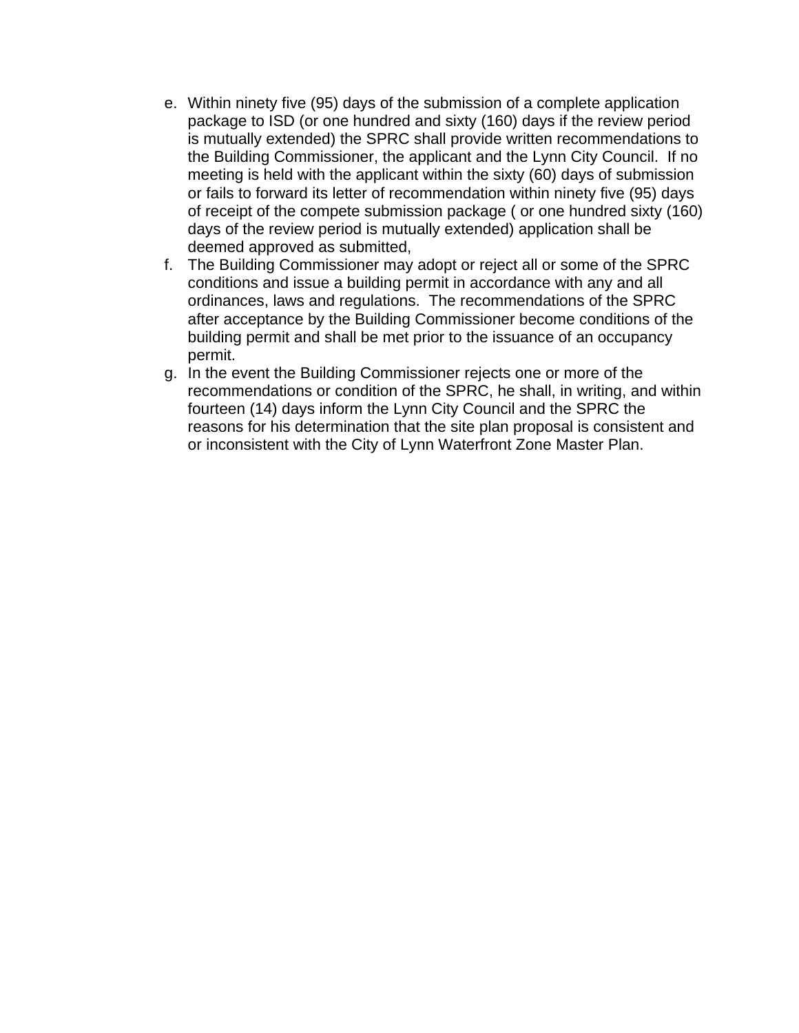e. Within ninety five (95) days of the submission of a complete application package to ISD (or one hundred and sixty (160) days if the review period is mutually extended) the SPRC shall provide written recommendations to the Building Commissioner, the applicant and the Lynn City Council. If no meeting is held with the applicant within the sixty (60) days of submission or fails to forward its letter of recommendation within ninety five (95) days of receipt of the compete submission package ( or one hundred sixty (160) days of the review period is mutually extended) application shall be deemed approved as submitted,
f. The Building Commissioner may adopt or reject all or some of the SPRC conditions and issue a building permit in accordance with any and all ordinances, laws and regulations. The recommendations of the SPRC after acceptance by the Building Commissioner become conditions of the building permit and shall be met prior to the issuance of an occupancy permit.
g. In the event the Building Commissioner rejects one or more of the recommendations or condition of the SPRC, he shall, in writing, and within fourteen (14) days inform the Lynn City Council and the SPRC the reasons for his determination that the site plan proposal is consistent and or inconsistent with the City of Lynn Waterfront Zone Master Plan.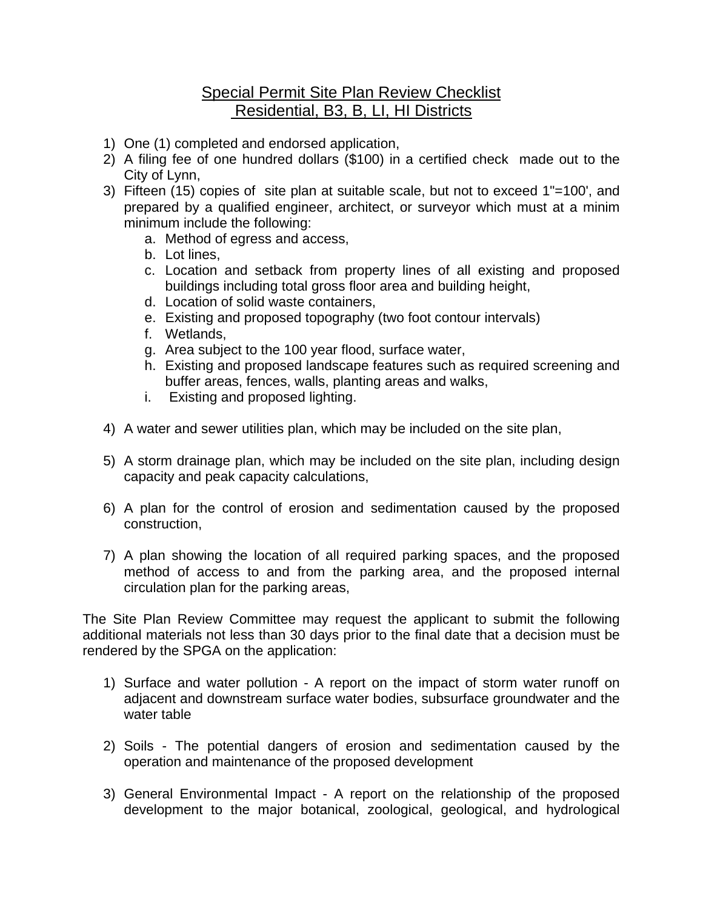# Special Permit Site Plan Review Checklist
## Residential, B3, B, LI, HI Districts

1) One (1) completed and endorsed application,
2) A filing fee of one hundred dollars ($100) in a certified check made out to the City of Lynn,
3) Fifteen (15) copies of site plan at suitable scale, but not to exceed 1"=100', and prepared by a qualified engineer, architect, or surveyor which must at a minim minimum include the following:
   a. Method of egress and access,
   b. Lot lines,
   c. Location and setback from property lines of all existing and proposed buildings including total gross floor area and building height,
   d. Location of solid waste containers,
   e. Existing and proposed topography (two foot contour intervals)
   f. Wetlands,
   g. Area subject to the 100 year flood, surface water,
   h. Existing and proposed landscape features such as required screening and buffer areas, fences, walls, planting areas and walks,
   i. Existing and proposed lighting.

4) A water and sewer utilities plan, which may be included on the site plan,

5) A storm drainage plan, which may be included on the site plan, including design capacity and peak capacity calculations,

6) A plan for the control of erosion and sedimentation caused by the proposed construction,

7) A plan showing the location of all required parking spaces, and the proposed method of access to and from the parking area, and the proposed internal circulation plan for the parking areas,

The Site Plan Review Committee may request the applicant to submit the following additional materials not less than 30 days prior to the final date that a decision must be rendered by the SPGA on the application:

1) Surface and water pollution - A report on the impact of storm water runoff on adjacent and downstream surface water bodies, subsurface groundwater and the water table

2) Soils - The potential dangers of erosion and sedimentation caused by the operation and maintenance of the proposed development

3) General Environmental Impact - A report on the relationship of the proposed development to the major botanical, zoological, geological, and hydrological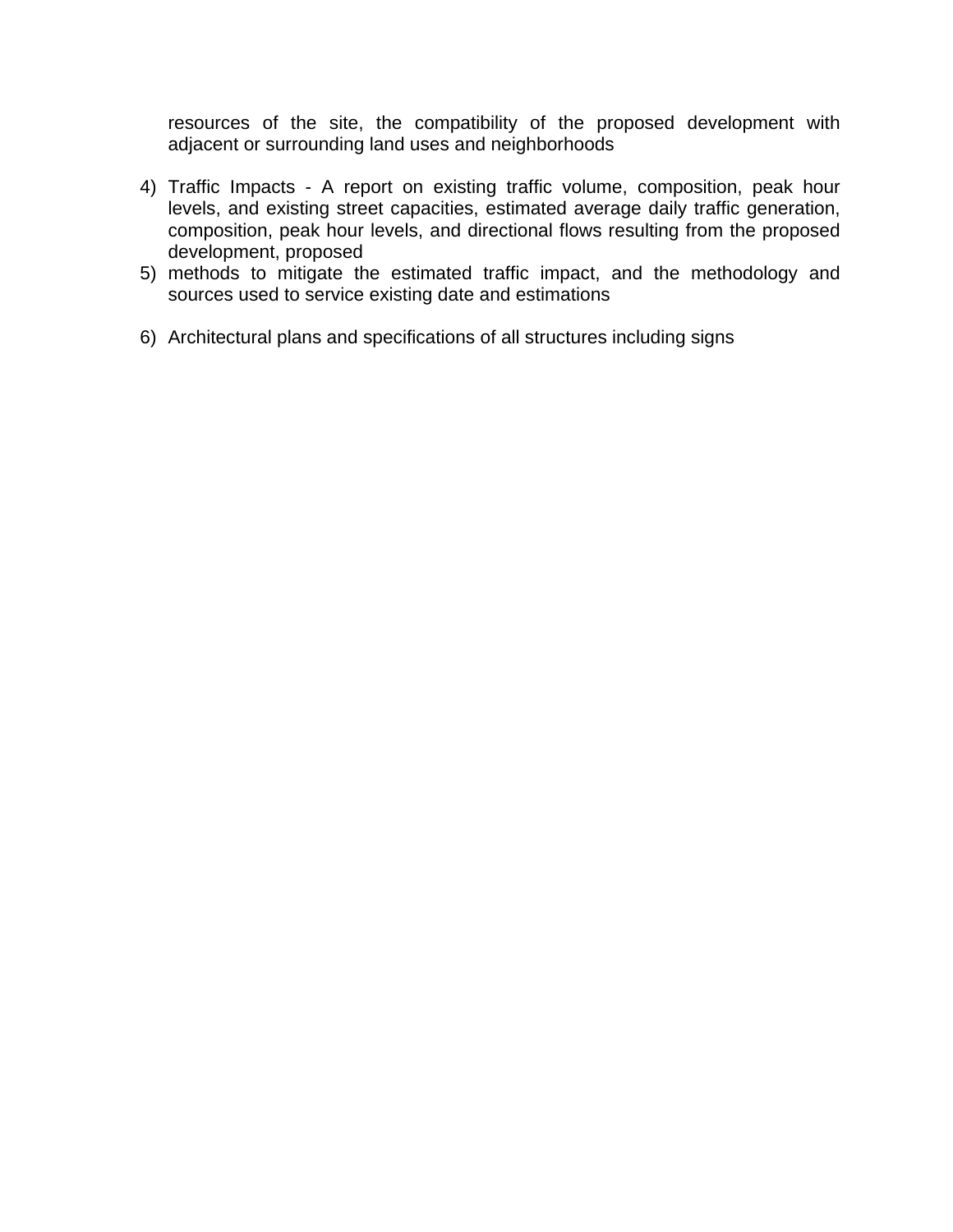resources of the site, the compatibility of the proposed development with adjacent or surrounding land uses and neighborhoods

4) Traffic Impacts - A report on existing traffic volume, composition, peak hour levels, and existing street capacities, estimated average daily traffic generation, composition, peak hour levels, and directional flows resulting from the proposed development, proposed
5) methods to mitigate the estimated traffic impact, and the methodology and sources used to service existing date and estimations

6) Architectural plans and specifications of all structures including signs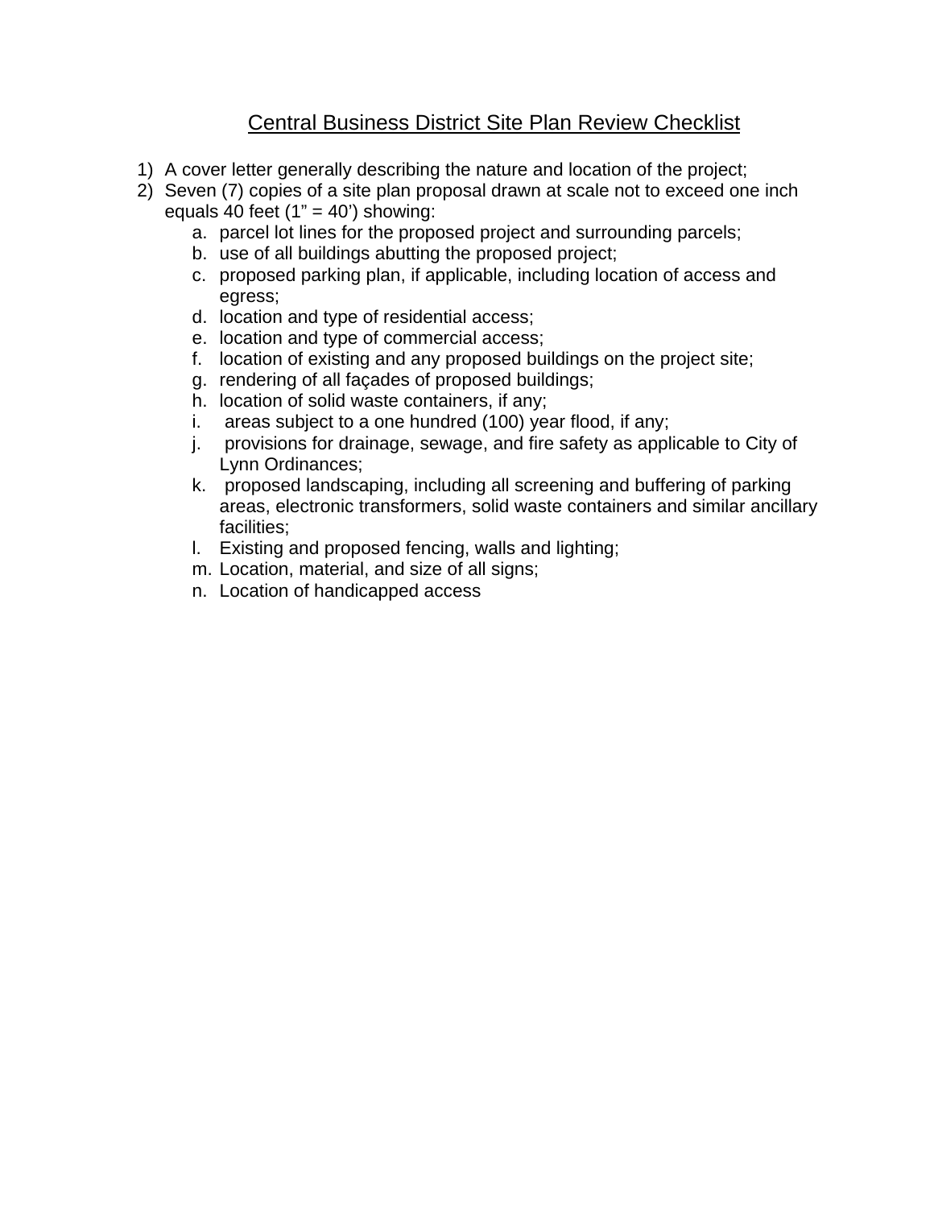## Central Business District Site Plan Review Checklist

1) A cover letter generally describing the nature and location of the project;
2) Seven (7) copies of a site plan proposal drawn at scale not to exceed one inch equals 40 feet (1" = 40') showing:
   a. parcel lot lines for the proposed project and surrounding parcels;
   b. use of all buildings abutting the proposed project;
   c. proposed parking plan, if applicable, including location of access and egress;
   d. location and type of residential access;
   e. location and type of commercial access;
   f. location of existing and any proposed buildings on the project site;
   g. rendering of all façades of proposed buildings;
   h. location of solid waste containers, if any;
   i. areas subject to a one hundred (100) year flood, if any;
   j. provisions for drainage, sewage, and fire safety as applicable to City of Lynn Ordinances;
   k. proposed landscaping, including all screening and buffering of parking areas, electronic transformers, solid waste containers and similar ancillary facilities;
   l. Existing and proposed fencing, walls and lighting;
   m. Location, material, and size of all signs;
   n. Location of handicapped access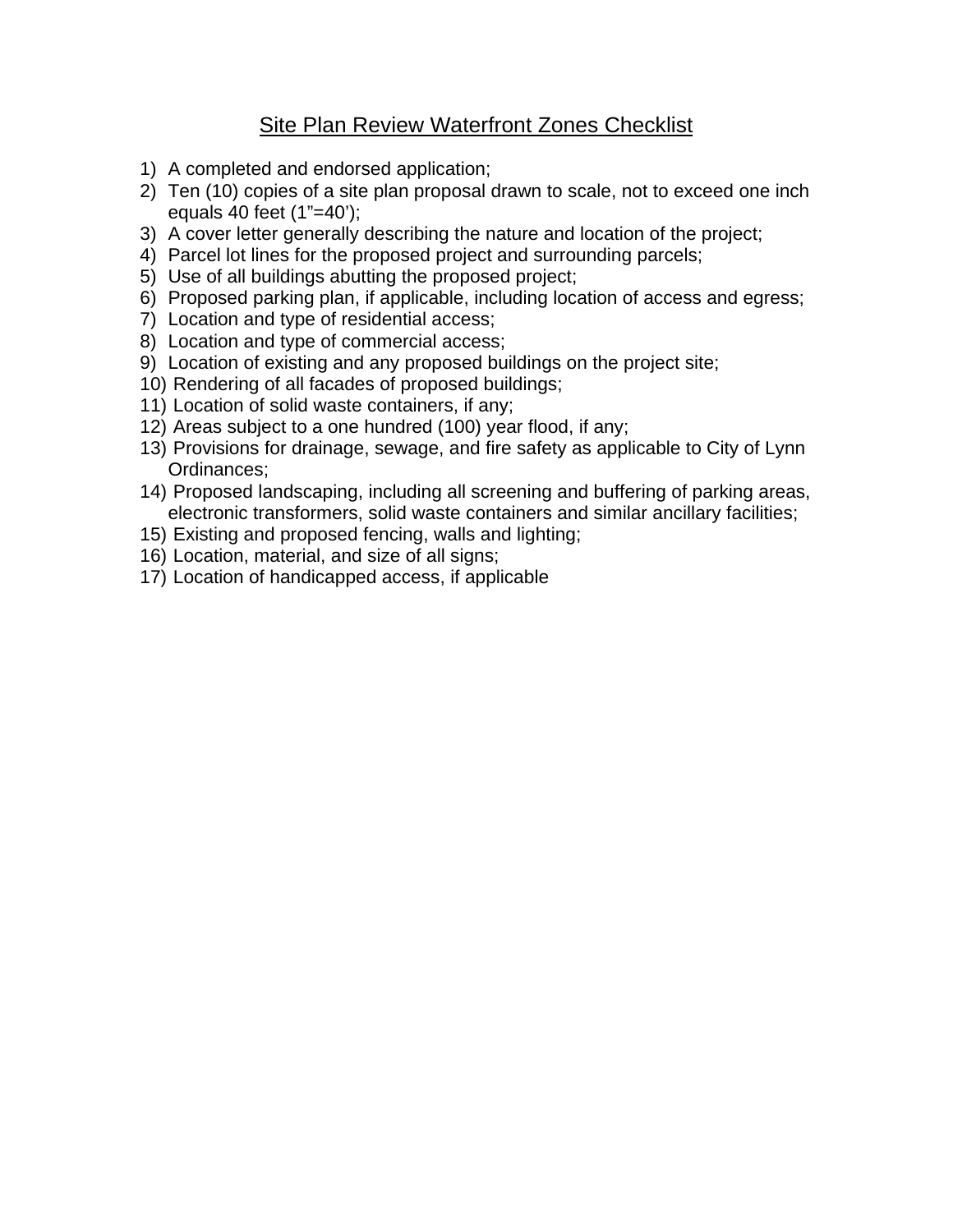## Site Plan Review Waterfront Zones Checklist

1) A completed and endorsed application;
2) Ten (10) copies of a site plan proposal drawn to scale, not to exceed one inch equals 40 feet (1"=40');
3) A cover letter generally describing the nature and location of the project;
4) Parcel lot lines for the proposed project and surrounding parcels;
5) Use of all buildings abutting the proposed project;
6) Proposed parking plan, if applicable, including location of access and egress;
7) Location and type of residential access;
8) Location and type of commercial access;
9) Location of existing and any proposed buildings on the project site;
10) Rendering of all facades of proposed buildings;
11) Location of solid waste containers, if any;
12) Areas subject to a one hundred (100) year flood, if any;
13) Provisions for drainage, sewage, and fire safety as applicable to City of Lynn Ordinances;
14) Proposed landscaping, including all screening and buffering of parking areas, electronic transformers, solid waste containers and similar ancillary facilities;
15) Existing and proposed fencing, walls and lighting;
16) Location, material, and size of all signs;
17) Location of handicapped access, if applicable